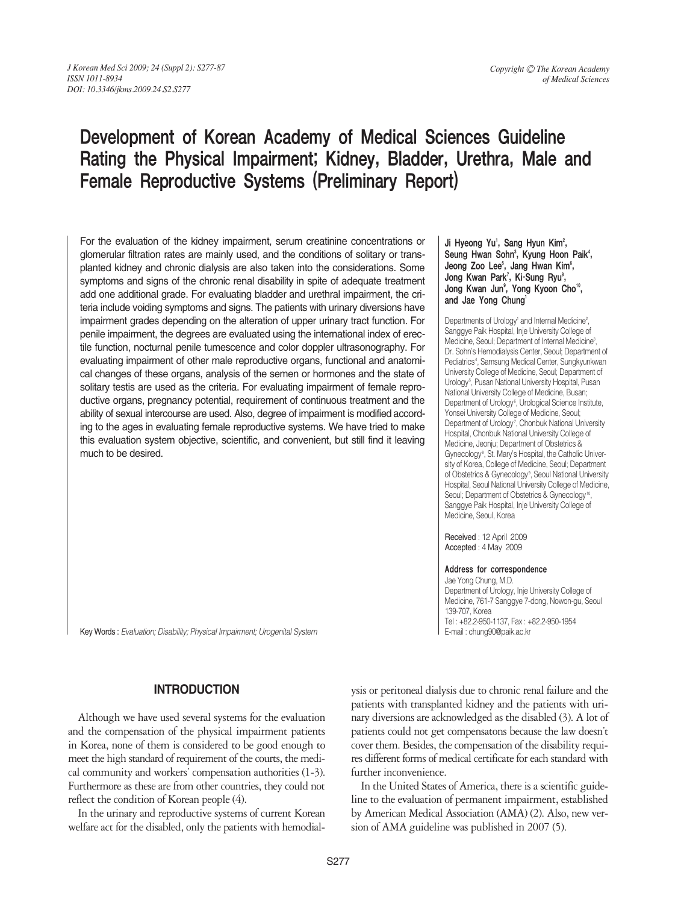# Development of Korean Academy of Medical Sciences Guideline Rating the Physical Impairment; Kidney, Bladder, Urethra, Male and Female Reproductive Systems (Preliminary Report)

For the evaluation of the kidney impairment, serum creatinine concentrations or glomerular filtration rates are mainly used, and the conditions of solitary or transplanted kidney and chronic dialysis are also taken into the considerations. Some symptoms and signs of the chronic renal disability in spite of adequate treatment add one additional grade. For evaluating bladder and urethral impairment, the criteria include voiding symptoms and signs. The patients with urinary diversions have impairment grades depending on the alteration of upper urinary tract function. For penile impairment, the degrees are evaluated using the international index of erectile function, nocturnal penile tumescence and color doppler ultrasonography. For evaluating impairment of other male reproductive organs, functional and anatomical changes of these organs, analysis of the semen or hormones and the state of solitary testis are used as the criteria. For evaluating impairment of female reproductive organs, pregnancy potential, requirement of continuous treatment and the ability of sexual intercourse are used. Also, degree of impairment is modified according to the ages in evaluating female reproductive systems. We have tried to make this evaluation system objective, scientific, and convenient, but still find it leaving much to be desired.

Key Words : *Evaluation; Disability; Physical Impairment; Urogenital System*

**Ji Hyeong Yu[1], Sang Hyun Kim[2], Seung Hwan Sohn[3], Kyung Hoon Paik[4], Jeong Zoo Lee[5], Jang Hwan Kim[6], Jong Kwan Park[7], Ki-Sung Ryu[8], Jong Kwan Jun[9], Yong Kyoon Cho[10], and Jae Yong Chung[1]**

Departments of Urology[1] and Internal Medicine[2], Sanggye Paik Hospital, Inje University College of Medicine, Seoul; Department of Internal Medicine[3], Dr. Sohn's Hemodialysis Center, Seoul; Department of Pediatrics[4], Samsung Medical Center, Sungkyunkwan University College of Medicine, Seoul; Department of Urology[5], Pusan National University Hospital, Pusan National University College of Medicine, Busan; Department of Urology[6], Urological Science Institute, Yonsei University College of Medicine, Seoul; Department of Urology[7], Chonbuk National University Hospital, Chonbuk National University College of Medicine, Jeonju; Department of Obstetrics & Gynecology[8], St. Mary's Hospital, the Catholic University of Korea, College of Medicine, Seoul; Department of Obstetrics & Gynecology[9], Seoul National University Hospital, Seoul National University College of Medicine, Seoul; Department of Obstetrics & Gynecology[10], Sanggye Paik Hospital, Inje University College of Medicine, Seoul, Korea

Received : 12 April 2009
Accepted : 4 May 2009

**Address for correspondence**
Jae Yong Chung, M.D.
Department of Urology, Inje University College of Medicine, 761-7 Sanggye 7-dong, Nowon-gu, Seoul 139-707, Korea
Tel : +82.2-950-1137, Fax : +82.2-950-1954
E-mail : chung90@paik.ac.kr

## INTRODUCTION

Although we have used several systems for the evaluation and the compensation of the physical impairment patients in Korea, none of them is considered to be good enough to meet the high standard of requirement of the courts, the medical community and workers' compensation authorities (1-3). Furthermore as these are from other countries, they could not reflect the condition of Korean people (4).

In the urinary and reproductive systems of current Korean welfare act for the disabled, only the patients with hemodialysis or peritoneal dialysis due to chronic renal failure and the patients with transplanted kidney and the patients with urinary diversions are acknowledged as the disabled (3). A lot of patients could not get compensatons because the law doesn't cover them. Besides, the compensation of the disability requires different forms of medical certificate for each standard with further inconvenience.

In the United States of America, there is a scientific guideline to the evaluation of permanent impairment, established by American Medical Association (AMA) (2). Also, new version of AMA guideline was published in 2007 (5).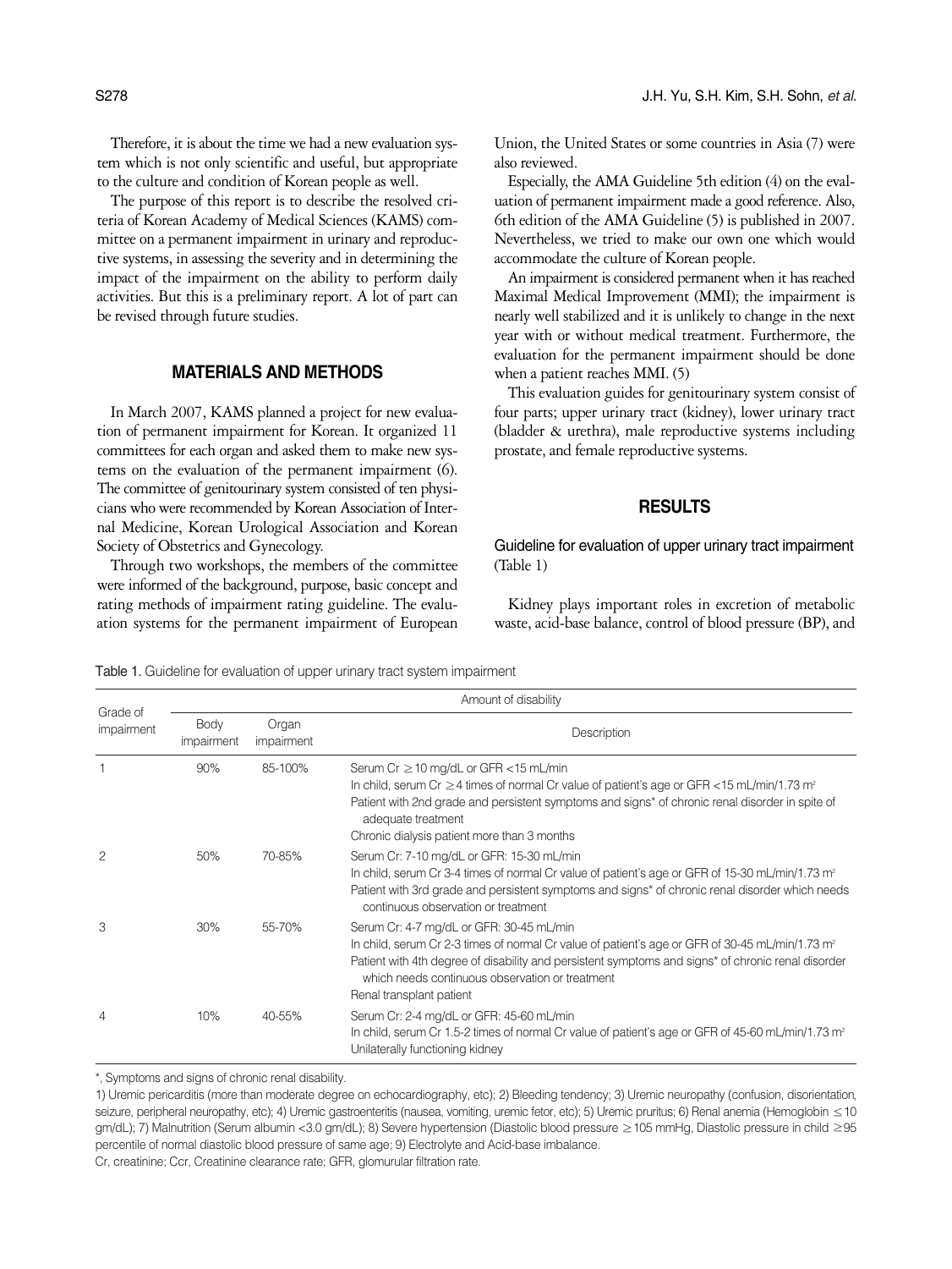Therefore, it is about the time we had a new evaluation system which is not only scientific and useful, but appropriate to the culture and condition of Korean people as well.

The purpose of this report is to describe the resolved criteria of Korean Academy of Medical Sciences (KAMS) committee on a permanent impairment in urinary and reproductive systems, in assessing the severity and in determining the impact of the impairment on the ability to perform daily activities. But this is a preliminary report. A lot of part can be revised through future studies.

## MATERIALS AND METHODS

In March 2007, KAMS planned a project for new evaluation of permanent impairment for Korean. It organized 11 committees for each organ and asked them to make new systems on the evaluation of the permanent impairment (6). The committee of genitourinary system consisted of ten physicians who were recommended by Korean Association of Internal Medicine, Korean Urological Association and Korean Society of Obstetrics and Gynecology.

Through two workshops, the members of the committee were informed of the background, purpose, basic concept and rating methods of impairment rating guideline. The evaluation systems for the permanent impairment of European Union, the United States or some countries in Asia (7) were also reviewed.

Especially, the AMA Guideline 5th edition (4) on the evaluation of permanent impairment made a good reference. Also, 6th edition of the AMA Guideline (5) is published in 2007. Nevertheless, we tried to make our own one which would accommodate the culture of Korean people.

An impairment is considered permanent when it has reached Maximal Medical Improvement (MMI); the impairment is nearly well stabilized and it is unlikely to change in the next year with or without medical treatment. Furthermore, the evaluation for the permanent impairment should be done when a patient reaches MMI. (5)

This evaluation guides for genitourinary system consist of four parts; upper urinary tract (kidney), lower urinary tract (bladder & urethra), male reproductive systems including prostate, and female reproductive systems.

## RESULTS

### Guideline for evaluation of upper urinary tract impairment (Table 1)

Kidney plays important roles in excretion of metabolic waste, acid-base balance, control of blood pressure (BP), and

Table 1. Guideline for evaluation of upper urinary tract system impairment

| Grade of impairment | Amount of disability | | |
|---|---|---|---|
| | Body impairment | Organ impairment | Description |
| 1 | 90% | 85-100% | Serum Cr ≥10 mg/dL or GFR <15 mL/min<br>In child, serum Cr ≥4 times of normal Cr value of patient's age or GFR <15 mL/min/1.73 m$^2$<br>Patient with 2nd grade and persistent symptoms and signs* of chronic renal disorder in spite of adequate treatment<br>Chronic dialysis patient more than 3 months |
| 2 | 50% | 70-85% | Serum Cr: 7-10 mg/dL or GFR: 15-30 mL/min<br>In child, serum Cr 3-4 times of normal Cr value of patient's age or GFR of 15-30 mL/min/1.73 m$^2$<br>Patient with 3rd grade and persistent symptoms and signs* of chronic renal disorder which needs continuous observation or treatment |
| 3 | 30% | 55-70% | Serum Cr: 4-7 mg/dL or GFR: 30-45 mL/min<br>In child, serum Cr 2-3 times of normal Cr value of patient's age or GFR of 30-45 mL/min/1.73 m$^2$<br>Patient with 4th degree of disability and persistent symptoms and signs* of chronic renal disorder which needs continuous observation or treatment<br>Renal transplant patient |
| 4 | 10% | 40-55% | Serum Cr: 2-4 mg/dL or GFR: 45-60 mL/min<br>In child, serum Cr 1.5-2 times of normal Cr value of patient's age or GFR of 45-60 mL/min/1.73 m$^2$<br>Unilaterally functioning kidney |

*, Symptoms and signs of chronic renal disability.

1) Uremic pericarditis (more than moderate degree on echocardiography, etc); 2) Bleeding tendency; 3) Uremic neuropathy (confusion, disorientation, seizure, peripheral neuropathy, etc); 4) Uremic gastroenteritis (nausea, vomiting, uremic fetor, etc); 5) Uremic pruritus; 6) Renal anemia (Hemoglobin ≤10 gm/dL); 7) Malnutrition (Serum albumin <3.0 gm/dL); 8) Severe hypertension (Diastolic blood pressure ≥105 mmHg, Diastolic pressure in child ≥95 percentile of normal diastolic blood pressure of same age; 9) Electrolyte and Acid-base imbalance.

Cr, creatinine; Ccr, Creatinine clearance rate; GFR, glomurular filtration rate.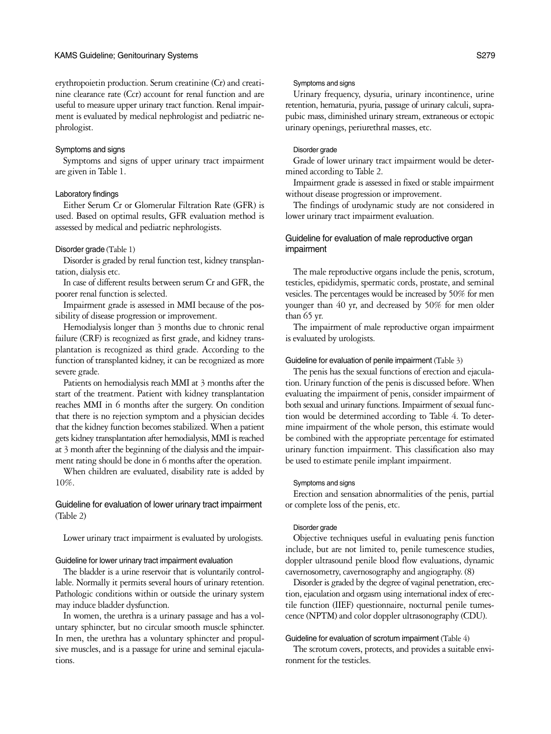erythropoietin production. Serum creatinine (Cr) and creatinine clearance rate (Ccr) account for renal function and are useful to measure upper urinary tract function. Renal impairment is evaluated by medical nephrologist and pediatric nephrologist.

#### Symptoms and signs

Symptoms and signs of upper urinary tract impairment are given in Table 1.

#### Laboratory findings

Either Serum Cr or Glomerular Filtration Rate (GFR) is used. Based on optimal results, GFR evaluation method is assessed by medical and pediatric nephrologists.

#### Disorder grade (Table 1)

Disorder is graded by renal function test, kidney transplantation, dialysis etc.

In case of different results between serum Cr and GFR, the poorer renal function is selected.

Impairment grade is assessed in MMI because of the possibility of disease progression or improvement.

Hemodialysis longer than 3 months due to chronic renal failure (CRF) is recognized as first grade, and kidney transplantation is recognized as third grade. According to the function of transplanted kidney, it can be recognized as more severe grade.

Patients on hemodialysis reach MMI at 3 months after the start of the treatment. Patient with kidney transplantation reaches MMI in 6 months after the surgery. On condition that there is no rejection symptom and a physician decides that the kidney function becomes stabilized. When a patient gets kidney transplantation after hemodialysis, MMI is reached at 3 month after the beginning of the dialysis and the impairment rating should be done in 6 months after the operation.

When children are evaluated, disability rate is added by 10%.

### Guideline for evaluation of lower urinary tract impairment (Table 2)

Lower urinary tract impairment is evaluated by urologists.

#### Guideline for lower urinary tract impairment evaluation

The bladder is a urine reservoir that is voluntarily controllable. Normally it permits several hours of urinary retention. Pathologic conditions within or outside the urinary system may induce bladder dysfunction.

In women, the urethra is a urinary passage and has a voluntary sphincter, but no circular smooth muscle sphincter. In men, the urethra has a voluntary sphincter and propulsive muscles, and is a passage for urine and seminal ejaculations.

#### Symptoms and signs

Urinary frequency, dysuria, urinary incontinence, urine retention, hematuria, pyuria, passage of urinary calculi, suprapubic mass, diminished urinary stream, extraneous or ectopic urinary openings, periurethral masses, etc.

#### Disorder grade

Grade of lower urinary tract impairment would be determined according to Table 2.

Impairment grade is assessed in fixed or stable impairment without disease progression or improvement.

The findings of urodynamic study are not considered in lower urinary tract impairment evaluation.

### Guideline for evaluation of male reproductive organ impairment

The male reproductive organs include the penis, scrotum, testicles, epididymis, spermatic cords, prostate, and seminal vesicles. The percentages would be increased by 50% for men younger than 40 yr, and decreased by 50% for men older than 65 yr.

The impairment of male reproductive organ impairment is evaluated by urologists.

#### Guideline for evaluation of penile impairment (Table 3)

The penis has the sexual functions of erection and ejaculation. Urinary function of the penis is discussed before. When evaluating the impairment of penis, consider impairment of both sexual and urinary functions. Impairment of sexual function would be determined according to Table 4. To determine impairment of the whole person, this estimate would be combined with the appropriate percentage for estimated urinary function impairment. This classification also may be used to estimate penile implant impairment.

#### Symptoms and signs

Erection and sensation abnormalities of the penis, partial or complete loss of the penis, etc.

#### Disorder grade

Objective techniques useful in evaluating penis function include, but are not limited to, penile tumescence studies, doppler ultrasound penile blood flow evaluations, dynamic cavernosometry, cavernosography and angiography. (8)

Disorder is graded by the degree of vaginal penetration, erection, ejaculation and orgasm using international index of erectile function (IIEF) questionnaire, nocturnal penile tumescence (NPTM) and color doppler ultrasonography (CDU).

#### Guideline for evaluation of scrotum impairment (Table 4)

The scrotum covers, protects, and provides a suitable environment for the testicles.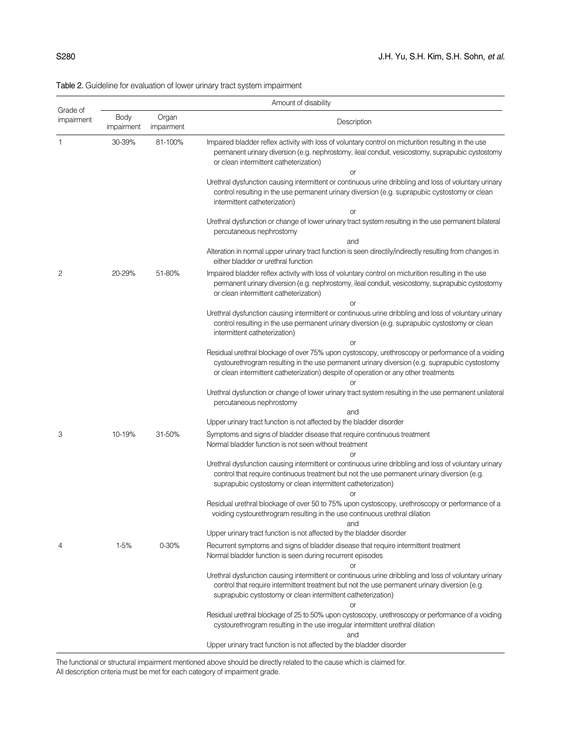Table 2. Guideline for evaluation of lower urinary tract system impairment

| Grade of impairment | Amount of disability | | |
|---|---|---|---|
| | Body impairment | Organ impairment | Description |
| 1 | 30-39% | 81-100% | Impaired bladder reflex activity with loss of voluntary control on micturition resulting in the use permanent urinary diversion (e.g. nephrostomy, ileal conduit, vesicostomy, suprapubic cystostomy or clean intermittent catheterization)<br>or<br>Urethral dysfunction causing intermittent or continuous urine dribbling and loss of voluntary urinary control resulting in the use permanent urinary diversion (e.g. suprapubic cystostomy or clean intermittent catheterization)<br>or<br>Urethral dysfunction or change of lower urinary tract system resulting in the use permanent bilateral percutaneous nephrostomy<br>and<br>Alteration in normal upper urinary tract function is seen directily/indirectly resulting from changes in either bladder or urethral function |
| 2 | 20-29% | 51-80% | Impaired bladder reflex activity with loss of voluntary control on micturition resulting in the use permanent urinary diversion (e.g. nephrostomy, ileal conduit, vesicostomy, suprapubic cystostomy or clean intermittent catheterization)<br>or<br>Urethral dysfunction causing intermittent or continuous urine dribbling and loss of voluntary urinary control resulting in the use permanent urinary diversion (e.g. suprapubic cystostomy or clean intermittent catheterization)<br>or<br>Residual urethral blockage of over 75% upon cystoscopy, urethroscopy or performance of a voiding cystourethrogram resulting in the use permanent urinary diversion (e.g. suprapubic cystostomy or clean intermittent catheterization) despite of operation or any other treatments<br>or<br>Urethral dysfunction or change of lower urinary tract system resulting in the use permanent unilateral percutaneous nephrostomy<br>and<br>Upper urinary tract function is not affected by the bladder disorder |
| 3 | 10-19% | 31-50% | Symptoms and signs of bladder disease that require continuous treatment<br>Normal bladder function is not seen without treatment<br>or<br>Urethral dysfunction causing intermittent or continuous urine dribbling and loss of voluntary urinary control that require continuous treatment but not the use permanent urinary diversion (e.g. suprapubic cystostomy or clean intermittent catheterization)<br>or<br>Residual urethral blockage of over 50 to 75% upon cystoscopy, urethroscopy or performance of a voiding cystourethrogram resulting in the use continuous urethral dilation<br>and<br>Upper urinary tract function is not affected by the bladder disorder |
| 4 | 1-5% | 0-30% | Recurrent symptoms and signs of bladder disease that require intermittent treatment<br>Normal bladder function is seen during recurrent episodes<br>or<br>Urethral dysfunction causing intermittent or continuous urine dribbling and loss of voluntary urinary control that require intermittent treatment but not the use permanent urinary diversion (e.g. suprapubic cystostomy or clean intermittent catheterization)<br>or<br>Residual urethral blockage of 25 to 50% upon cystoscopy, urethroscopy or performance of a voiding cystourethrogram resulting in the use irregular intermittent urethral dilation<br>and<br>Upper urinary tract function is not affected by the bladder disorder |

The functional or structural impairment mentioned above should be directly related to the cause which is claimed for.
All description criteria must be met for each category of impairment grade.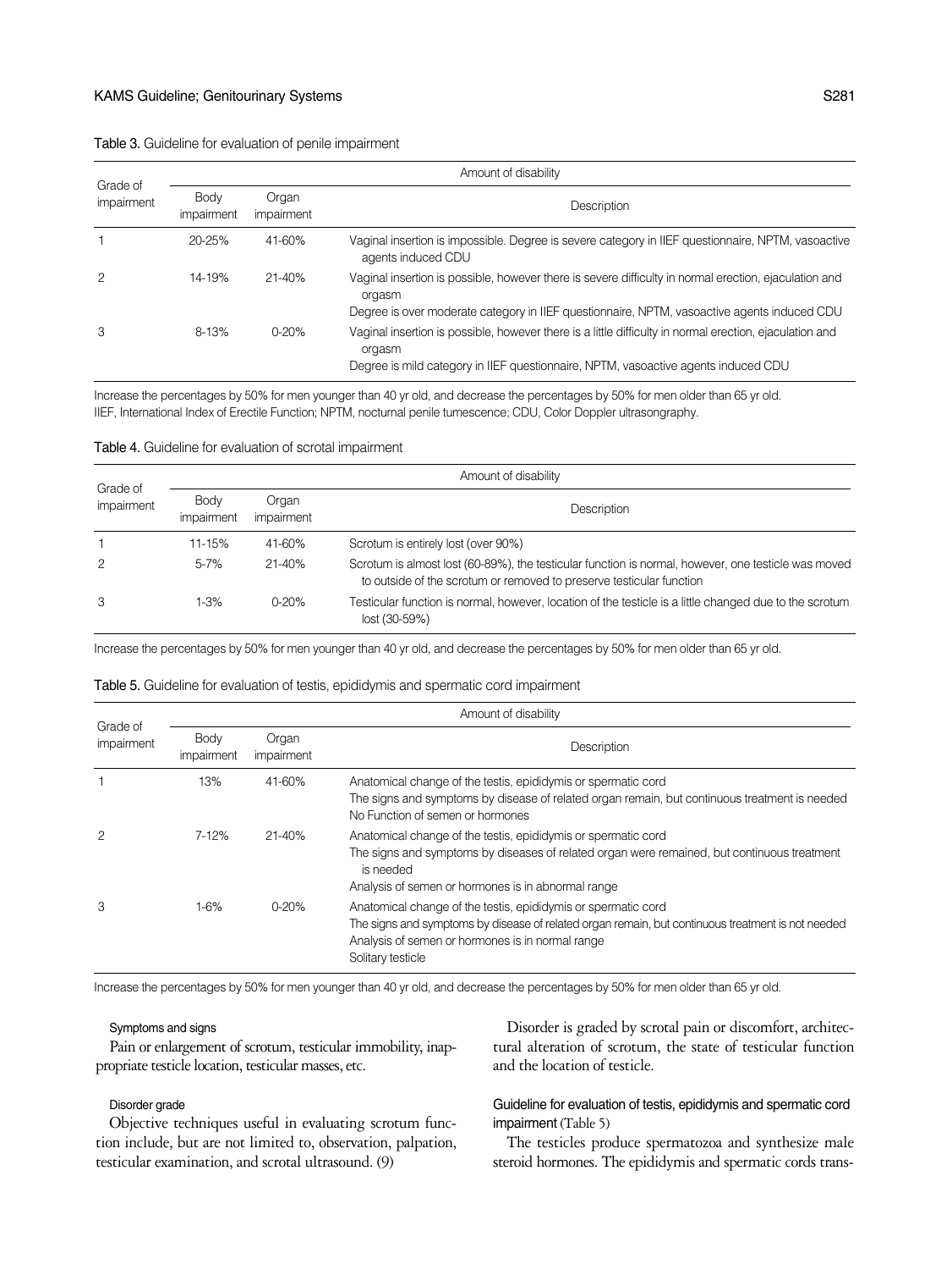Table 3. Guideline for evaluation of penile impairment

| Grade of impairment | Amount of disability | | |
|---|---|---|---|
| | Body impairment | Organ impairment | Description |
| 1 | 20-25% | 41-60% | Vaginal insertion is impossible. Degree is severe category in IIEF questionnaire, NPTM, vasoactive agents induced CDU |
| 2 | 14-19% | 21-40% | Vaginal insertion is possible, however there is severe difficulty in normal erection, ejaculation and orgasm<br>Degree is over moderate category in IIEF questionnaire, NPTM, vasoactive agents induced CDU |
| 3 | 8-13% | 0-20% | Vaginal insertion is possible, however there is a little difficulty in normal erection, ejaculation and orgasm<br>Degree is mild category in IIEF questionnaire, NPTM, vasoactive agents induced CDU |

Increase the percentages by 50% for men younger than 40 yr old, and decrease the percentages by 50% for men older than 65 yr old.
IIEF, International Index of Erectile Function; NPTM, nocturnal penile tumescence; CDU, Color Doppler ultrasongraphy.

Table 4. Guideline for evaluation of scrotal impairment

| Grade of impairment | Amount of disability | | |
|---|---|---|---|
| | Body impairment | Organ impairment | Description |
| 1 | 11-15% | 41-60% | Scrotum is entirely lost (over 90%) |
| 2 | 5-7% | 21-40% | Scrotum is almost lost (60-89%), the testicular function is normal, however, one testicle was moved to outside of the scrotum or removed to preserve testicular function |
| 3 | 1-3% | 0-20% | Testicular function is normal, however, location of the testicle is a little changed due to the scrotum lost (30-59%) |

Increase the percentages by 50% for men younger than 40 yr old, and decrease the percentages by 50% for men older than 65 yr old.

Table 5. Guideline for evaluation of testis, epididymis and spermatic cord impairment

| Grade of impairment | Amount of disability | | |
|---|---|---|---|
| | Body impairment | Organ impairment | Description |
| 1 | 13% | 41-60% | Anatomical change of the testis, epididymis or spermatic cord<br>The signs and symptoms by disease of related organ remain, but continuous treatment is needed<br>No Function of semen or hormones |
| 2 | 7-12% | 21-40% | Anatomical change of the testis, epididymis or spermatic cord<br>The signs and symptoms by diseases of related organ were remained, but continuous treatment is needed<br>Analysis of semen or hormones is in abnormal range |
| 3 | 1-6% | 0-20% | Anatomical change of the testis, epididymis or spermatic cord<br>The signs and symptoms by disease of related organ remain, but continuous treatment is not needed<br>Analysis of semen or hormones is in normal range<br>Solitary testicle |

Increase the percentages by 50% for men younger than 40 yr old, and decrease the percentages by 50% for men older than 65 yr old.

#### Symptoms and signs

Pain or enlargement of scrotum, testicular immobility, inappropriate testicle location, testicular masses, etc.

#### Disorder grade

Objective techniques useful in evaluating scrotum function include, but are not limited to, observation, palpation, testicular examination, and scrotal ultrasound. (9)

Disorder is graded by scrotal pain or discomfort, architectural alteration of scrotum, the state of testicular function and the location of testicle.

### Guideline for evaluation of testis, epididymis and spermatic cord impairment (Table 5)

The testicles produce spermatozoa and synthesize male steroid hormones. The epididymis and spermatic cords trans-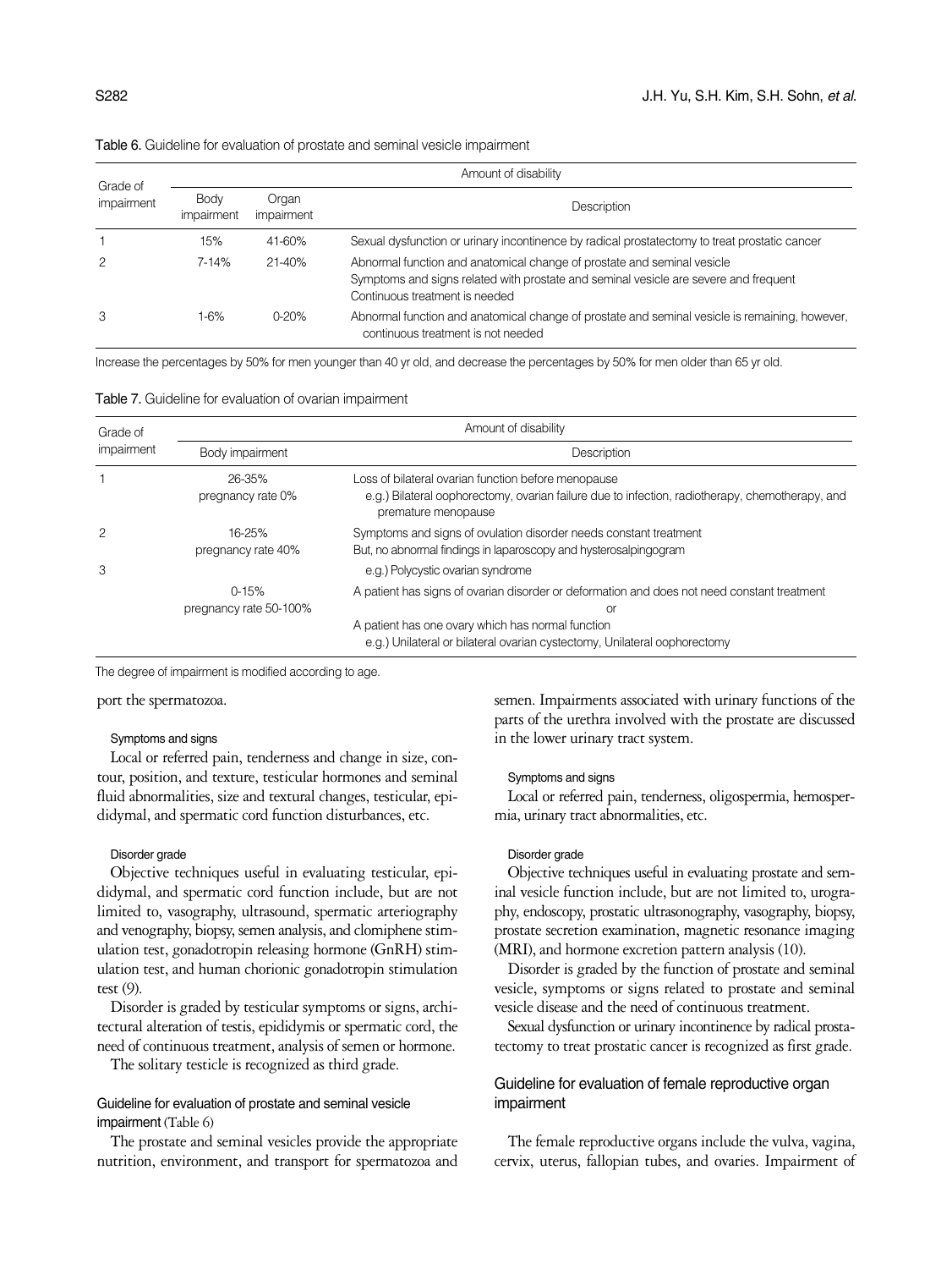Table 6. Guideline for evaluation of prostate and seminal vesicle impairment

| Grade of impairment | Amount of disability | | |
|---|---|---|---|
| | Body impairment | Organ impairment | Description |
| 1 | 15% | 41-60% | Sexual dysfunction or urinary incontinence by radical prostatectomy to treat prostatic cancer |
| 2 | 7-14% | 21-40% | Abnormal function and anatomical change of prostate and seminal vesicle<br>Symptoms and signs related with prostate and seminal vesicle are severe and frequent<br>Continuous treatment is needed |
| 3 | 1-6% | 0-20% | Abnormal function and anatomical change of prostate and seminal vesicle is remaining, however, continuous treatment is not needed |

Increase the percentages by 50% for men younger than 40 yr old, and decrease the percentages by 50% for men older than 65 yr old.

Table 7. Guideline for evaluation of ovarian impairment

| Grade of impairment | Amount of disability | |
|---|---|---|
| | Body impairment | Description |
| 1 | 26-35%<br>pregnancy rate 0% | Loss of bilateral ovarian function before menopause<br>e.g.) Bilateral oophorectomy, ovarian failure due to infection, radiotherapy, chemotherapy, and premature menopause |
| 2 | 16-25%<br>pregnancy rate 40% | Symptoms and signs of ovulation disorder needs constant treatment<br>But, no abnormal findings in laparoscopy and hysterosalpingogram<br>e.g.) Polycystic ovarian syndrome |
| 3 | 0-15%<br>pregnancy rate 50-100% | A patient has signs of ovarian disorder or deformation and does not need constant treatment<br>or<br>A patient has one ovary which has normal function<br>e.g.) Unilateral or bilateral ovarian cystectomy, Unilateral oophorectomy |

The degree of impairment is modified according to age.

port the spermatozoa.

#### Symptoms and signs

Local or referred pain, tenderness and change in size, contour, position, and texture, testicular hormones and seminal fluid abnormalities, size and textural changes, testicular, epididymal, and spermatic cord function disturbances, etc.

#### Disorder grade

Objective techniques useful in evaluating testicular, epididymal, and spermatic cord function include, but are not limited to, vasography, ultrasound, spermatic arteriography and venography, biopsy, semen analysis, and clomiphene stimulation test, gonadotropin releasing hormone (GnRH) stimulation test, and human chorionic gonadotropin stimulation test (9).

Disorder is graded by testicular symptoms or signs, architectural alteration of testis, epididymis or spermatic cord, the need of continuous treatment, analysis of semen or hormone.

The solitary testicle is recognized as third grade.

### Guideline for evaluation of prostate and seminal vesicle impairment (Table 6)

The prostate and seminal vesicles provide the appropriate nutrition, environment, and transport for spermatozoa and semen. Impairments associated with urinary functions of the parts of the urethra involved with the prostate are discussed in the lower urinary tract system.

#### Symptoms and signs

Local or referred pain, tenderness, oligospermia, hemospermia, urinary tract abnormalities, etc.

#### Disorder grade

Objective techniques useful in evaluating prostate and seminal vesicle function include, but are not limited to, urography, endoscopy, prostatic ultrasonography, vasography, biopsy, prostate secretion examination, magnetic resonance imaging (MRI), and hormone excretion pattern analysis (10).

Disorder is graded by the function of prostate and seminal vesicle, symptoms or signs related to prostate and seminal vesicle disease and the need of continuous treatment.

Sexual dysfunction or urinary incontinence by radical prostatectomy to treat prostatic cancer is recognized as first grade.

### Guideline for evaluation of female reproductive organ impairment

The female reproductive organs include the vulva, vagina, cervix, uterus, fallopian tubes, and ovaries. Impairment of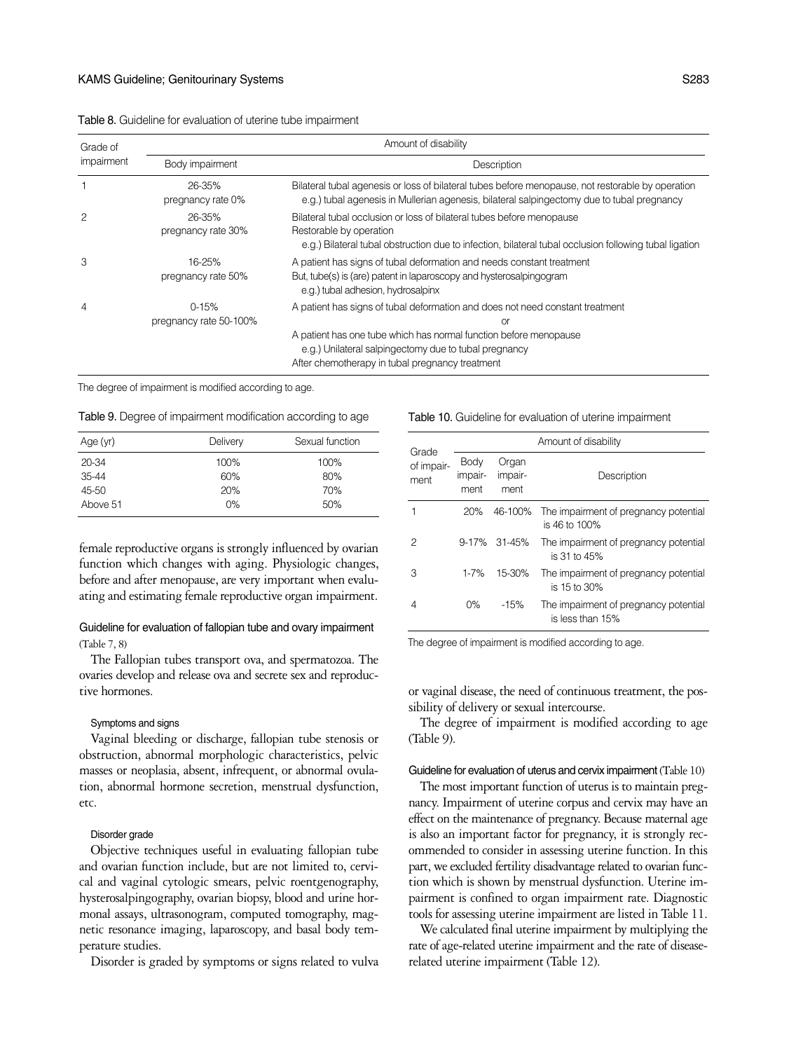Table 8. Guideline for evaluation of uterine tube impairment

| Grade of impairment | Amount of disability | |
|---|---|---|
| | Body impairment | Description |
| 1 | 26-35%<br>pregnancy rate 0% | Bilateral tubal agenesis or loss of bilateral tubes before menopause, not restorable by operation<br>e.g.) tubal agenesis in Mullerian agenesis, bilateral salpingectomy due to tubal pregnancy |
| 2 | 26-35%<br>pregnancy rate 30% | Bilateral tubal occlusion or loss of bilateral tubes before menopause<br>Restorable by operation<br>e.g.) Bilateral tubal obstruction due to infection, bilateral tubal occlusion following tubal ligation |
| 3 | 16-25%<br>pregnancy rate 50% | A patient has signs of tubal deformation and needs constant treatment<br>But, tube(s) is (are) patent in laparoscopy and hysterosalpingogram<br>e.g.) tubal adhesion, hydrosalpinx |
| 4 | 0-15%<br>pregnancy rate 50-100% | A patient has signs of tubal deformation and does not need constant treatment<br>or<br>A patient has one tube which has normal function before menopause<br>e.g.) Unilateral salpingectomy due to tubal pregnancy<br>After chemotherapy in tubal pregnancy treatment |

The degree of impairment is modified according to age.

Table 9. Degree of impairment modification according to age

| Age (yr) | Delivery | Sexual function |
|---|---|---|
| 20-34 | 100% | 100% |
| 35-44 | 60% | 80% |
| 45-50 | 20% | 70% |
| Above 51 | 0% | 50% |

female reproductive organs is strongly influenced by ovarian function which changes with aging. Physiologic changes, before and after menopause, are very important when evaluating and estimating female reproductive organ impairment.

### Guideline for evaluation of fallopian tube and ovary impairment (Table 7, 8)

The Fallopian tubes transport ova, and spermatozoa. The ovaries develop and release ova and secrete sex and reproductive hormones.

#### Symptoms and signs

Vaginal bleeding or discharge, fallopian tube stenosis or obstruction, abnormal morphologic characteristics, pelvic masses or neoplasia, absent, infrequent, or abnormal ovulation, abnormal hormone secretion, menstrual dysfunction, etc.

#### Disorder grade

Objective techniques useful in evaluating fallopian tube and ovarian function include, but are not limited to, cervical and vaginal cytologic smears, pelvic roentgenography, hysterosalpingography, ovarian biopsy, blood and urine hormonal assays, ultrasonogram, computed tomography, magnetic resonance imaging, laparoscopy, and basal body temperature studies.

Disorder is graded by symptoms or signs related to vulva or vaginal disease, the need of continuous treatment, the possibility of delivery or sexual intercourse.

The degree of impairment is modified according to age (Table 9).

Table 10. Guideline for evaluation of uterine impairment

| Grade of impairment | Amount of disability | | |
|---|---|---|---|
| | Body impairment | Organ impairment | Description |
| 1 | 20% | 46-100% | The impairment of pregnancy potential is 46 to 100% |
| 2 | 9-17% | 31-45% | The impairment of pregnancy potential is 31 to 45% |
| 3 | 1-7% | 15-30% | The impairment of pregnancy potential is 15 to 30% |
| 4 | 0% | -15% | The impairment of pregnancy potential is less than 15% |

The degree of impairment is modified according to age.

### Guideline for evaluation of uterus and cervix impairment (Table 10)

The most important function of uterus is to maintain pregnancy. Impairment of uterine corpus and cervix may have an effect on the maintenance of pregnancy. Because maternal age is also an important factor for pregnancy, it is strongly recommended to consider in assessing uterine function. In this part, we excluded fertility disadvantage related to ovarian function which is shown by menstrual dysfunction. Uterine impairment is confined to organ impairment rate. Diagnostic tools for assessing uterine impairment are listed in Table 11.

We calculated final uterine impairment by multiplying the rate of age-related uterine impairment and the rate of disease-related uterine impairment (Table 12).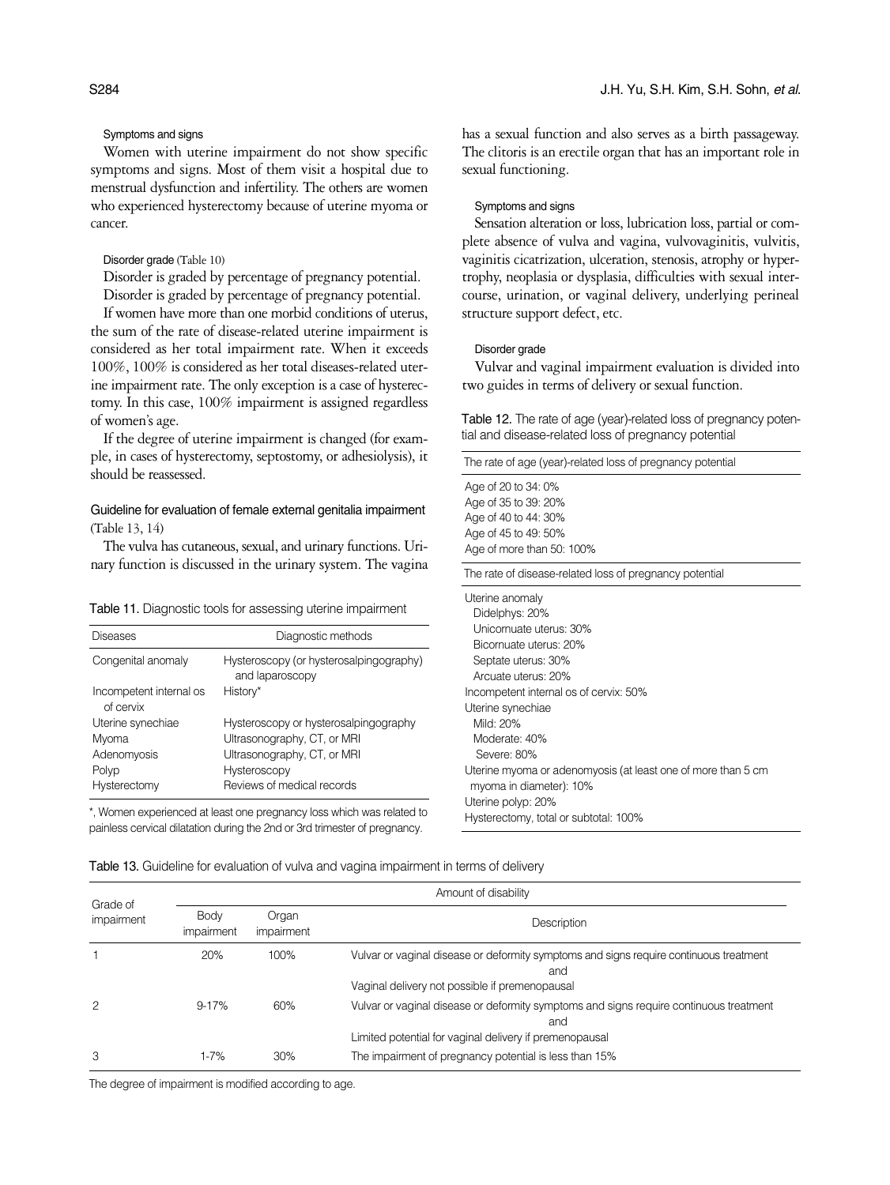#### Symptoms and signs

Women with uterine impairment do not show specific symptoms and signs. Most of them visit a hospital due to menstrual dysfunction and infertility. The others are women who experienced hysterectomy because of uterine myoma or cancer.

#### Disorder grade (Table 10)

Disorder is graded by percentage of pregnancy potential.

Disorder is graded by percentage of pregnancy potential.

If women have more than one morbid conditions of uterus, the sum of the rate of disease-related uterine impairment is considered as her total impairment rate. When it exceeds 100%, 100% is considered as her total diseases-related uterine impairment rate. The only exception is a case of hysterectomy. In this case, 100% impairment is assigned regardless of women's age.

If the degree of uterine impairment is changed (for example, in cases of hysterectomy, septostomy, or adhesiolysis), it should be reassessed.

Table 11. Diagnostic tools for assessing uterine impairment

| Diseases | Diagnostic methods |
| --- | --- |
| Congenital anomaly | Hysteroscopy (or hysterosalpingography) and laparoscopy |
| Incompetent internal os of cervix | History* |
| Uterine synechiae | Hysteroscopy or hysterosalpingography |
| Myoma | Ultrasonography, CT, or MRI |
| Adenomyosis | Ultrasonography, CT, or MRI |
| Polyp | Hysteroscopy |
| Hysterectomy | Reviews of medical records |

*, Women experienced at least one pregnancy loss which was related to painless cervical dilatation during the 2nd or 3rd trimester of pregnancy.

### Guideline for evaluation of female external genitalia impairment (Table 13, 14)

The vulva has cutaneous, sexual, and urinary functions. Urinary function is discussed in the urinary system. The vagina has a sexual function and also serves as a birth passageway. The clitoris is an erectile organ that has an important role in sexual functioning.

#### Symptoms and signs

Sensation alteration or loss, lubrication loss, partial or complete absence of vulva and vagina, vulvovaginitis, vulvitis, vaginitis cicatrization, ulceration, stenosis, atrophy or hypertrophy, neoplasia or dysplasia, difficulties with sexual intercourse, urination, or vaginal delivery, underlying perineal structure support defect, etc.

#### Disorder grade

Vulvar and vaginal impairment evaluation is divided into two guides in terms of delivery or sexual function.

Table 12. The rate of age (year)-related loss of pregnancy potential and disease-related loss of pregnancy potential

| The rate of age (year)-related loss of pregnancy potential |
| --- |
| Age of 20 to 34: 0% |
| Age of 35 to 39: 20% |
| Age of 40 to 44: 30% |
| Age of 45 to 49: 50% |
| Age of more than 50: 100% |
| **The rate of disease-related loss of pregnancy potential** |
| Uterine anomaly |
| Didelphys: 20% |
| Unicornuate uterus: 30% |
| Bicornuate uterus: 20% |
| Septate uterus: 30% |
| Arcuate uterus: 20% |
| Incompetent internal os of cervix: 50% |
| Uterine synechiae |
| Mild: 20% |
| Moderate: 40% |
| Severe: 80% |
| Uterine myoma or adenomyosis (at least one of more than 5 cm myoma in diameter): 10% |
| Uterine polyp: 20% |
| Hysterectomy, total or subtotal: 100% |

Table 13. Guideline for evaluation of vulva and vagina impairment in terms of delivery

| Grade of impairment | Amount of disability | | |
| --- | --- | --- | --- |
| | Body impairment | Organ impairment | Description |
| 1 | 20% | 100% | Vulvar or vaginal disease or deformity symptoms and signs require continuous treatment and Vaginal delivery not possible if premenopausal |
| 2 | 9-17% | 60% | Vulvar or vaginal disease or deformity symptoms and signs require continuous treatment and Limited potential for vaginal delivery if premenopausal |
| 3 | 1-7% | 30% | The impairment of pregnancy potential is less than 15% |

The degree of impairment is modified according to age.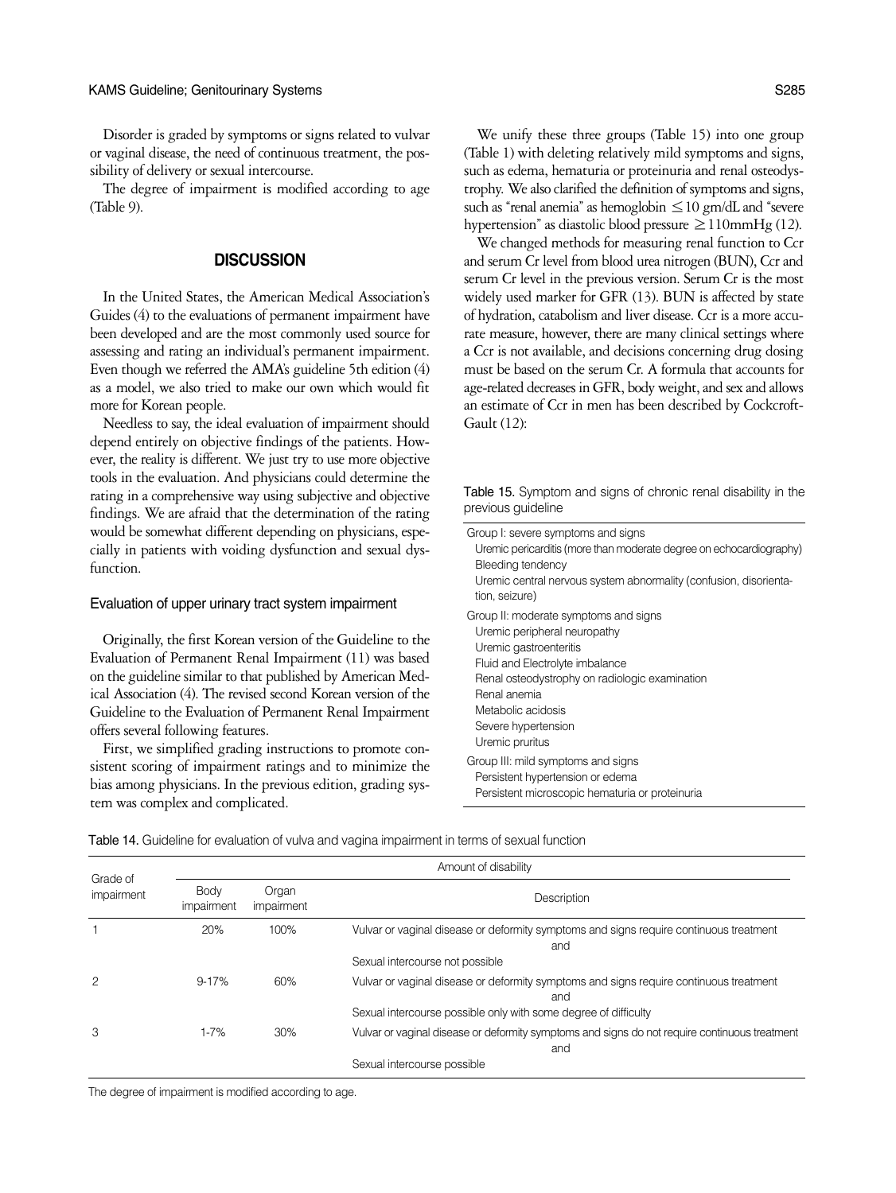Disorder is graded by symptoms or signs related to vulvar or vaginal disease, the need of continuous treatment, the possibility of delivery or sexual intercourse.

The degree of impairment is modified according to age (Table 9).

## DISCUSSION

In the United States, the American Medical Association's Guides (4) to the evaluations of permanent impairment have been developed and are the most commonly used source for assessing and rating an individual's permanent impairment. Even though we referred the AMA's guideline 5th edition (4) as a model, we also tried to make our own which would fit more for Korean people.

Needless to say, the ideal evaluation of impairment should depend entirely on objective findings of the patients. However, the reality is different. We just try to use more objective tools in the evaluation. And physicians could determine the rating in a comprehensive way using subjective and objective findings. We are afraid that the determination of the rating would be somewhat different depending on physicians, especially in patients with voiding dysfunction and sexual dysfunction.

### Evaluation of upper urinary tract system impairment

Originally, the first Korean version of the Guideline to the Evaluation of Permanent Renal Impairment (11) was based on the guideline similar to that published by American Medical Association (4). The revised second Korean version of the Guideline to the Evaluation of Permanent Renal Impairment offers several following features.

First, we simplified grading instructions to promote consistent scoring of impairment ratings and to minimize the bias among physicians. In the previous edition, grading system was complex and complicated.

We unify these three groups (Table 15) into one group (Table 1) with deleting relatively mild symptoms and signs, such as edema, hematuria or proteinuria and renal osteodystrophy. We also clarified the definition of symptoms and signs, such as "renal anemia" as hemoglobin $\leq$10 gm/dL and "severe hypertension" as diastolic blood pressure $\geq$110mmHg (12).

We changed methods for measuring renal function to Ccr and serum Cr level from blood urea nitrogen (BUN), Ccr and serum Cr level in the previous version. Serum Cr is the most widely used marker for GFR (13). BUN is affected by state of hydration, catabolism and liver disease. Ccr is a more accurate measure, however, there are many clinical settings where a Ccr is not available, and decisions concerning drug dosing must be based on the serum Cr. A formula that accounts for age-related decreases in GFR, body weight, and sex and allows an estimate of Ccr in men has been described by Cockcroft-Gault (12):

Table 15. Symptom and signs of chronic renal disability in the previous guideline

| |
|---|
| Group I: severe symptoms and signs |
| Uremic pericarditis (more than moderate degree on echocardiography) |
| Bleeding tendency |
| Uremic central nervous system abnormality (confusion, disorientation, seizure) |
| Group II: moderate symptoms and signs |
| Uremic peripheral neuropathy |
| Uremic gastroenteritis |
| Fluid and Electrolyte imbalance |
| Renal osteodystrophy on radiologic examination |
| Renal anemia |
| Metabolic acidosis |
| Severe hypertension |
| Uremic pruritus |
| Group III: mild symptoms and signs |
| Persistent hypertension or edema |
| Persistent microscopic hematuria or proteinuria |

Table 14. Guideline for evaluation of vulva and vagina impairment in terms of sexual function

| Grade of impairment | Amount of disability | | |
|---|---|---|---|
| | Body impairment | Organ impairment | Description |
| 1 | 20% | 100% | Vulvar or vaginal disease or deformity symptoms and signs require continuous treatment and Sexual intercourse not possible |
| 2 | 9-17% | 60% | Vulvar or vaginal disease or deformity symptoms and signs require continuous treatment and Sexual intercourse possible only with some degree of difficulty |
| 3 | 1-7% | 30% | Vulvar or vaginal disease or deformity symptoms and signs do not require continuous treatment and Sexual intercourse possible |

The degree of impairment is modified according to age.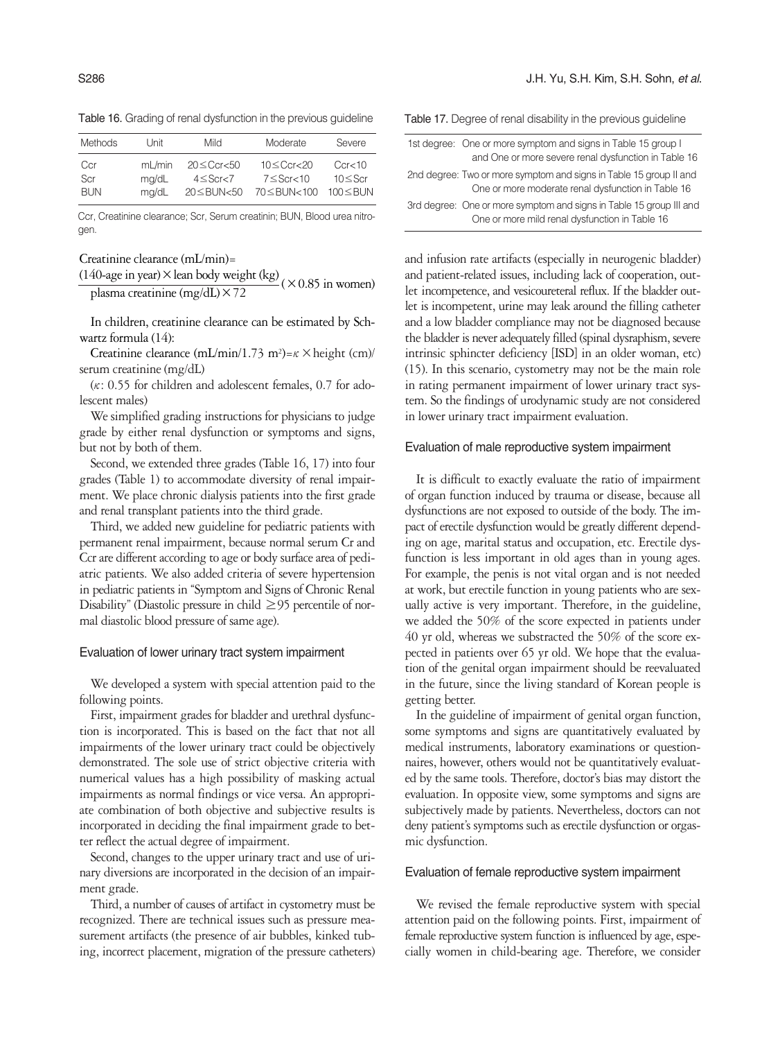Table 16. Grading of renal dysfunction in the previous guideline

| Methods | Unit | Mild | Moderate | Severe |
| --- | --- | --- | --- | --- |
| Ccr | mL/min | 20≤Ccr<50 | 10≤Ccr<20 | Ccr<10 |
| Scr | mg/dL | 4≤Scr<7 | 7≤Scr<10 | 10≤Scr |
| BUN | mg/dL | 20≤BUN<50 | 70≤BUN<100 | 100≤BUN |

Ccr, Creatinine clearance; Scr, Serum creatinin; BUN, Blood urea nitrogen.

Creatinine clearance (mL/min)=

$$\frac{(140\text{-age in year}) \times \text{lean body weight (kg)}}{\text{plasma creatinine (mg/dL)} \times 72} (\times 0.85 \text{ in women})$$

In children, creatinine clearance can be estimated by Schwartz formula (14):

Creatinine clearance (mL/min/1.73 $m^2$)=$\kappa \times$height (cm)/serum creatinine (mg/dL)

($\kappa$: 0.55 for children and adolescent females, 0.7 for adolescent males)

We simplified grading instructions for physicians to judge grade by either renal dysfunction or symptoms and signs, but not by both of them.

Second, we extended three grades (Table 16, 17) into four grades (Table 1) to accommodate diversity of renal impairment. We place chronic dialysis patients into the first grade and renal transplant patients into the third grade.

Third, we added new guideline for pediatric patients with permanent renal impairment, because normal serum Cr and Ccr are different according to age or body surface area of pediatric patients. We also added criteria of severe hypertension in pediatric patients in "Symptom and Signs of Chronic Renal Disability" (Diastolic pressure in child ≥95 percentile of normal diastolic blood pressure of same age).

### Evaluation of lower urinary tract system impairment

We developed a system with special attention paid to the following points.

First, impairment grades for bladder and urethral dysfunction is incorporated. This is based on the fact that not all impairments of the lower urinary tract could be objectively demonstrated. The sole use of strict objective criteria with numerical values has a high possibility of masking actual impairments as normal findings or vice versa. An appropriate combination of both objective and subjective results is incorporated in deciding the final impairment grade to better reflect the actual degree of impairment.

Second, changes to the upper urinary tract and use of urinary diversions are incorporated in the decision of an impairment grade.

Third, a number of causes of artifact in cystometry must be recognized. There are technical issues such as pressure measurement artifacts (the presence of air bubbles, kinked tubing, incorrect placement, migration of the pressure catheters)

Table 17. Degree of renal disability in the previous guideline

| | |
| --- | --- |
| 1st degree: | One or more symptom and signs in Table 15 group I and One or more severe renal dysfunction in Table 16 |
| 2nd degree: | Two or more symptom and signs in Table 15 group II and One or more moderate renal dysfunction in Table 16 |
| 3rd degree: | One or more symptom and signs in Table 15 group III and One or more mild renal dysfunction in Table 16 |

and infusion rate artifacts (especially in neurogenic bladder) and patient-related issues, including lack of cooperation, outlet incompetence, and vesicoureteral reflux. If the bladder outlet is incompetent, urine may leak around the filling catheter and a low bladder compliance may not be diagnosed because the bladder is never adequately filled (spinal dysraphism, severe intrinsic sphincter deficiency [ISD] in an older woman, etc) (15). In this scenario, cystometry may not be the main role in rating permanent impairment of lower urinary tract system. So the findings of urodynamic study are not considered in lower urinary tract impairment evaluation.

### Evaluation of male reproductive system impairment

It is difficult to exactly evaluate the ratio of impairment of organ function induced by trauma or disease, because all dysfunctions are not exposed to outside of the body. The impact of erectile dysfunction would be greatly different depending on age, marital status and occupation, etc. Erectile dysfunction is less important in old ages than in young ages. For example, the penis is not vital organ and is not needed at work, but erectile function in young patients who are sexually active is very important. Therefore, in the guideline, we added the 50% of the score expected in patients under 40 yr old, whereas we substracted the 50% of the score expected in patients over 65 yr old. We hope that the evaluation of the genital organ impairment should be reevaluated in the future, since the living standard of Korean people is getting better.

In the guideline of impairment of genital organ function, some symptoms and signs are quantitatively evaluated by medical instruments, laboratory examinations or questionnaires, however, others would not be quantitatively evaluated by the same tools. Therefore, doctor's bias may distort the evaluation. In opposite view, some symptoms and signs are subjectively made by patients. Nevertheless, doctors can not deny patient's symptoms such as erectile dysfunction or orgasmic dysfunction.

### Evaluation of female reproductive system impairment

We revised the female reproductive system with special attention paid on the following points. First, impairment of female reproductive system function is influenced by age, especially women in child-bearing age. Therefore, we consider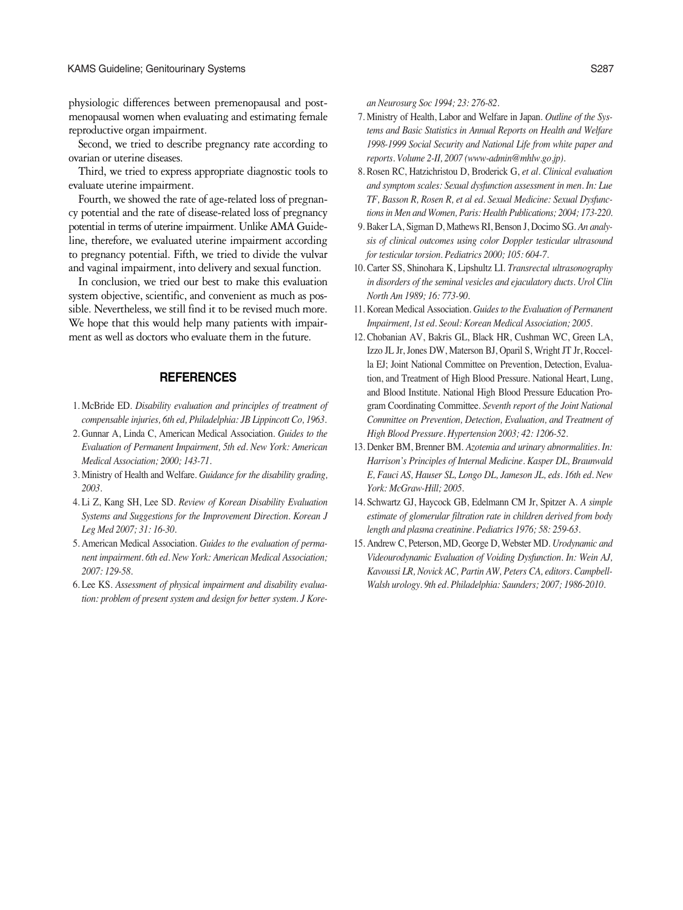physiologic differences between premenopausal and postmenopausal women when evaluating and estimating female reproductive organ impairment.

Second, we tried to describe pregnancy rate according to ovarian or uterine diseases.

Third, we tried to express appropriate diagnostic tools to evaluate uterine impairment.

Fourth, we showed the rate of age-related loss of pregnancy potential and the rate of disease-related loss of pregnancy potential in terms of uterine impairment. Unlike AMA Guideline, therefore, we evaluated uterine impairment according to pregnancy potential. Fifth, we tried to divide the vulvar and vaginal impairment, into delivery and sexual function.

In conclusion, we tried our best to make this evaluation system objective, scientific, and convenient as much as possible. Nevertheless, we still find it to be revised much more. We hope that this would help many patients with impairment as well as doctors who evaluate them in the future.

## REFERENCES

1. McBride ED. *Disability evaluation and principles of treatment of compensable injuries, 6th ed, Philadelphia: JB Lippincott Co, 1963.*
2. Gunnar A, Linda C, American Medical Association. *Guides to the Evaluation of Permanent Impairment, 5th ed. New York: American Medical Association; 2000; 143-71.*
3. Ministry of Health and Welfare. *Guidance for the disability grading, 2003.*
4. Li Z, Kang SH, Lee SD. *Review of Korean Disability Evaluation Systems and Suggestions for the Improvement Direction. Korean J Leg Med 2007; 31: 16-30.*
5. American Medical Association. *Guides to the evaluation of permanent impairment. 6th ed. New York: American Medical Association; 2007: 129-58.*
6. Lee KS. *Assessment of physical impairment and disability evaluation: problem of present system and design for better system. J Korean Neurosurg Soc 1994; 23: 276-82.*
7. Ministry of Health, Labor and Welfare in Japan. *Outline of the Systems and Basic Statistics in Annual Reports on Health and Welfare 1998-1999 Social Security and National Life from white paper and reports. Volume 2-II, 2007 (www-admin@mhlw.go.jp).*
8. Rosen RC, Hatzichristou D, Broderick G, *et al. Clinical evaluation and symptom scales: Sexual dysfunction assessment in men. In: Lue TF, Basson R, Rosen R, et al ed. Sexual Medicine: Sexual Dysfunctions in Men and Women, Paris: Health Publications; 2004; 173-220.*
9. Baker LA, Sigman D, Mathews RI, Benson J, Docimo SG. *An analysis of clinical outcomes using color Doppler testicular ultrasound for testicular torsion. Pediatrics 2000; 105: 604-7.*
10. Carter SS, Shinohara K, Lipshultz LI. *Transrectal ultrasonography in disorders of the seminal vesicles and ejaculatory ducts. Urol Clin North Am 1989; 16: 773-90.*
11. Korean Medical Association. *Guides to the Evaluation of Permanent Impairment, 1st ed. Seoul: Korean Medical Association; 2005.*
12. Chobanian AV, Bakris GL, Black HR, Cushman WC, Green LA, Izzo JL Jr, Jones DW, Materson BJ, Oparil S, Wright JT Jr, Roccella EJ; Joint National Committee on Prevention, Detection, Evaluation, and Treatment of High Blood Pressure. National Heart, Lung, and Blood Institute. National High Blood Pressure Education Program Coordinating Committee. *Seventh report of the Joint National Committee on Prevention, Detection, Evaluation, and Treatment of High Blood Pressure. Hypertension 2003; 42: 1206-52.*
13. Denker BM, Brenner BM. *Azotemia and urinary abnormalities. In: Harrison's Principles of Internal Medicine. Kasper DL, Braunwald E, Fauci AS, Hauser SL, Longo DL, Jameson JL, eds. 16th ed. New York: McGraw-Hill; 2005.*
14. Schwartz GJ, Haycock GB, Edelmann CM Jr, Spitzer A. *A simple estimate of glomerular filtration rate in children derived from body length and plasma creatinine. Pediatrics 1976; 58: 259-63.*
15. Andrew C, Peterson, MD, George D, Webster MD. *Urodynamic and Videourodynamic Evaluation of Voiding Dysfunction. In: Wein AJ, Kavoussi LR, Novick AC, Partin AW, Peters CA, editors. Campbell-Walsh urology. 9th ed. Philadelphia: Saunders; 2007; 1986-2010.*